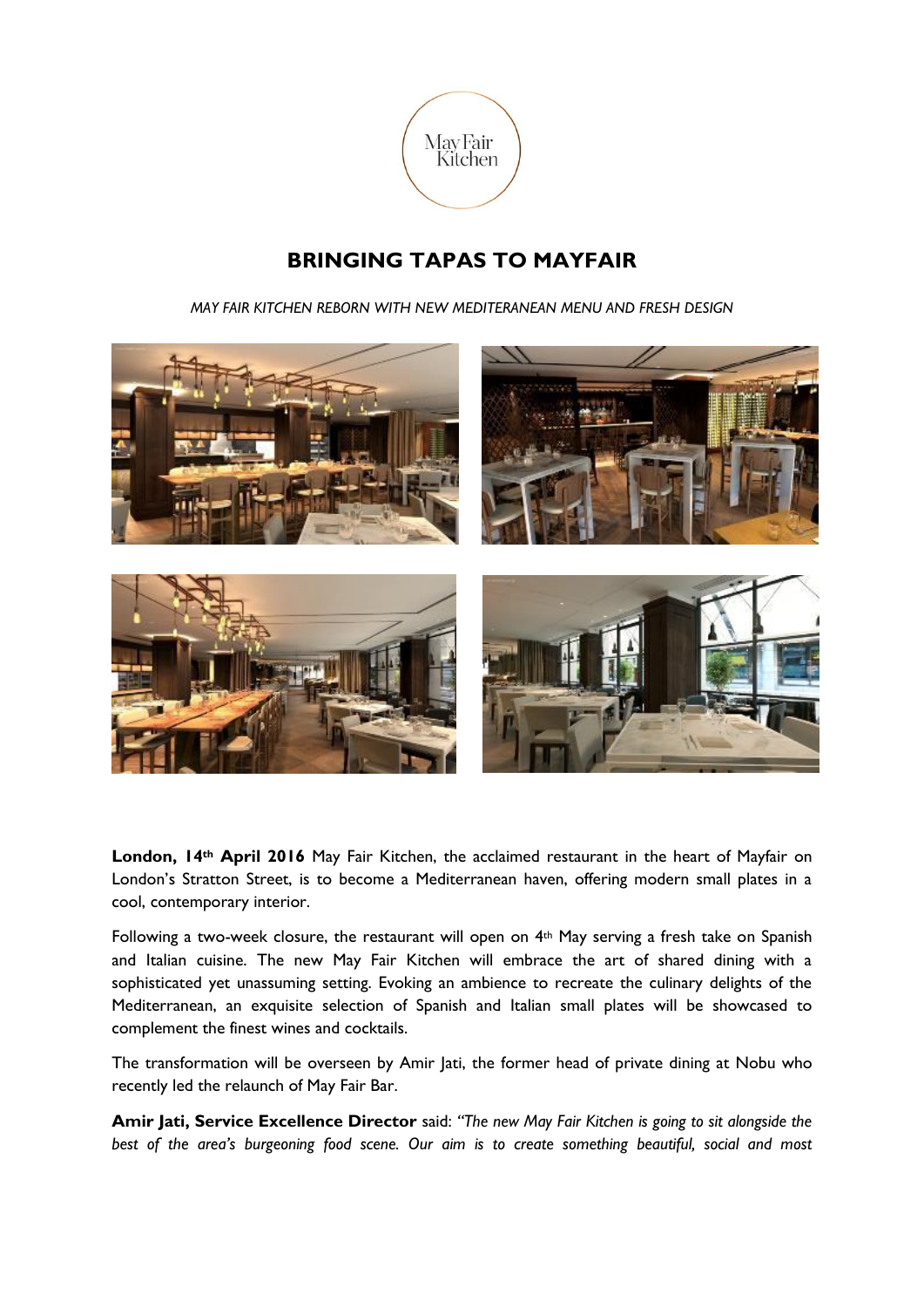# BRINGING TAPAS TO MAYFAIR

*MAY FAIR KITCHEN REBORN WITH NEW MEDITERANEAN MENU AND FRESH DESIGN*

**London, 14th April 2016** May Fair Kitchen, the acclaimed restaurant in the heart of Mayfair on London's Stratton Street, is to become a Mediterranean haven, offering modern small plates in a cool, contemporary interior.

Following a two-week closure, the restaurant will open on 4th May serving a fresh take on Spanish and Italian cuisine. The new May Fair Kitchen will embrace the art of shared dining with a sophisticated yet unassuming setting. Evoking an ambience to recreate the culinary delights of the Mediterranean, an exquisite selection of Spanish and Italian small plates will be showcased to complement the finest wines and cocktails.

The transformation will be overseen by Amir Jati, the former head of private dining at Nobu who recently led the relaunch of May Fair Bar.

**Amir Jati, Service Excellence Director** said: *"The new May Fair Kitchen is going to sit alongside the best of the area's burgeoning food scene. Our aim is to create something beautiful, social and most*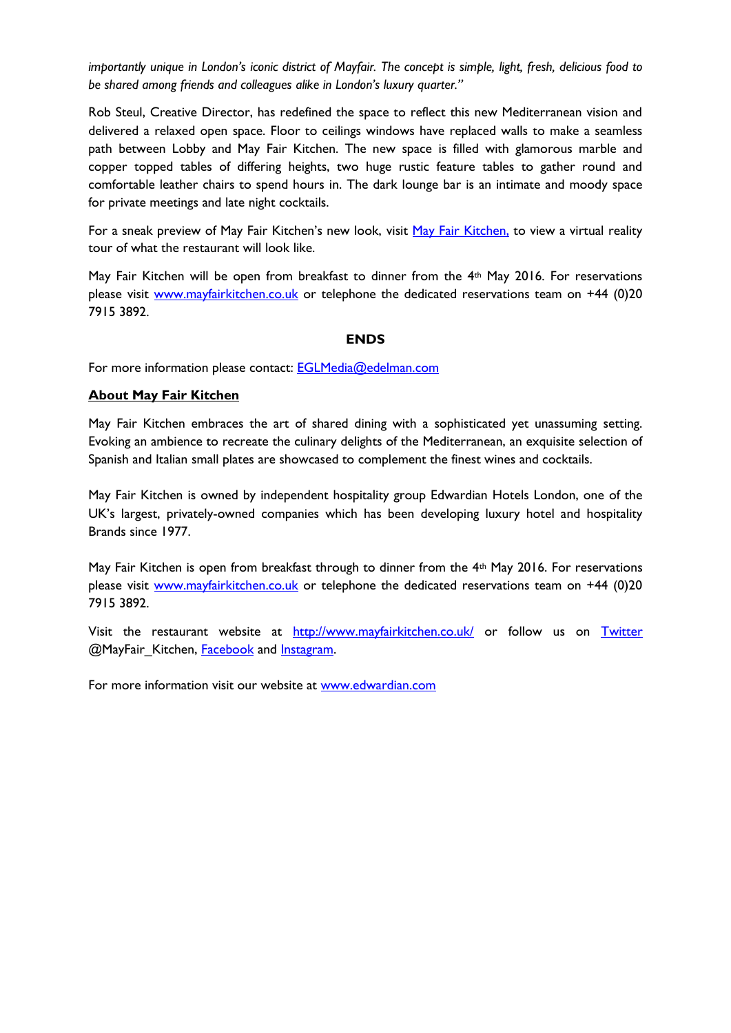*importantly unique in London's iconic district of Mayfair. The concept is simple, light, fresh, delicious food to be shared among friends and colleagues alike in London's luxury quarter."*

Rob Steul, Creative Director, has redefined the space to reflect this new Mediterranean vision and delivered a relaxed open space. Floor to ceilings windows have replaced walls to make a seamless path between Lobby and May Fair Kitchen. The new space is filled with glamorous marble and copper topped tables of differing heights, two huge rustic feature tables to gather round and comfortable leather chairs to spend hours in. The dark lounge bar is an intimate and moody space for private meetings and late night cocktails.

For a sneak preview of May Fair Kitchen's new look, visit May Fair Kitchen, to view a virtual reality tour of what the restaurant will look like.

May Fair Kitchen will be open from breakfast to dinner from the 4th May 2016. For reservations please visit www.mayfairkitchen.co.uk or telephone the dedicated reservations team on +44 (0)20 7915 3892.

**ENDS**

For more information please contact: EGLMedia@edelman.com

**About May Fair Kitchen**

May Fair Kitchen embraces the art of shared dining with a sophisticated yet unassuming setting. Evoking an ambience to recreate the culinary delights of the Mediterranean, an exquisite selection of Spanish and Italian small plates are showcased to complement the finest wines and cocktails.

May Fair Kitchen is owned by independent hospitality group Edwardian Hotels London, one of the UK's largest, privately-owned companies which has been developing luxury hotel and hospitality Brands since 1977.

May Fair Kitchen is open from breakfast through to dinner from the 4th May 2016. For reservations please visit www.mayfairkitchen.co.uk or telephone the dedicated reservations team on +44 (0)20 7915 3892.

Visit the restaurant website at http://www.mayfairkitchen.co.uk/ or follow us on Twitter @MayFair_Kitchen, Facebook and Instagram.

For more information visit our website at www.edwardian.com